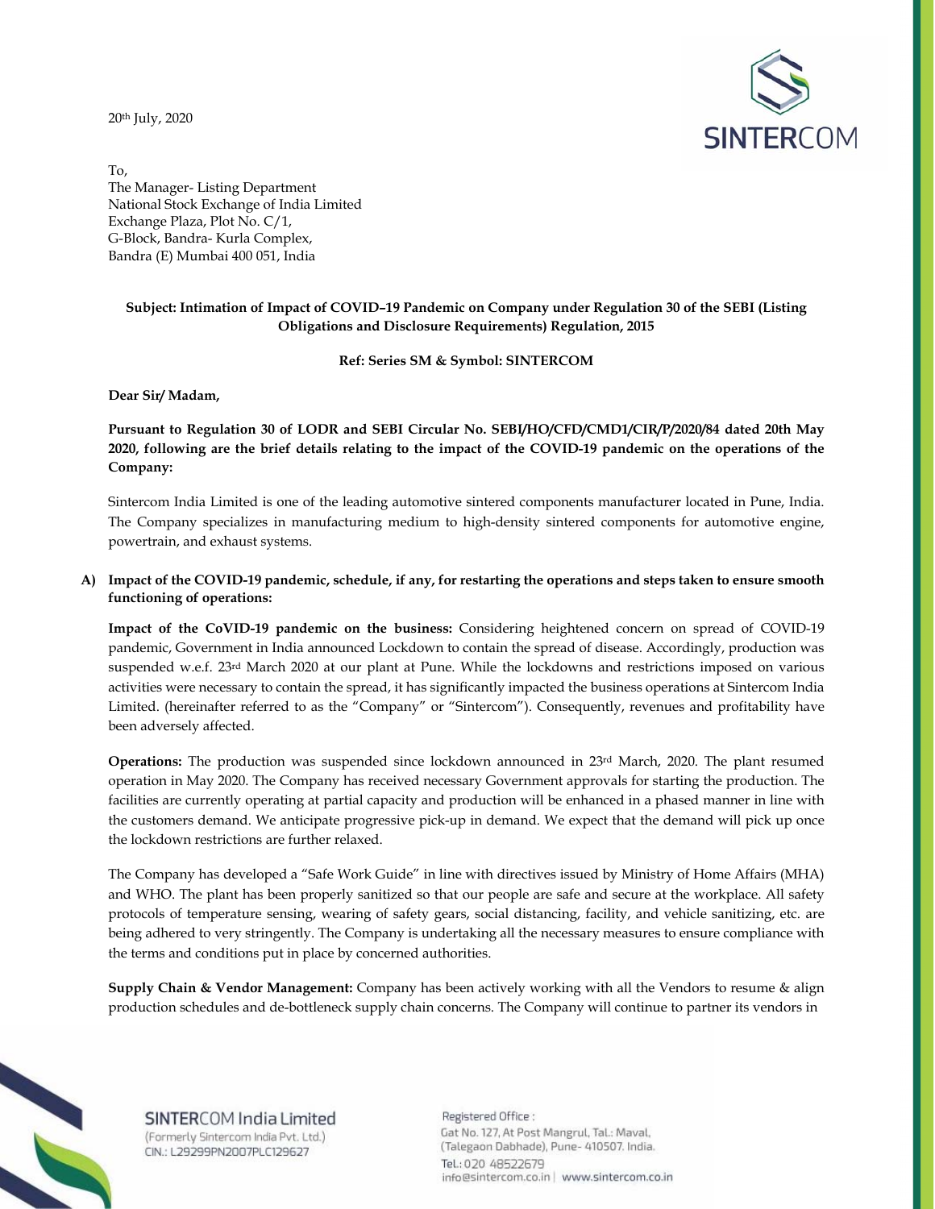20th July, 2020

To,
The Manager- Listing Department
National Stock Exchange of India Limited
Exchange Plaza, Plot No. C/1,
G-Block, Bandra- Kurla Complex,
Bandra (E) Mumbai 400 051, India

**Subject: Intimation of Impact of COVID–19 Pandemic on Company under Regulation 30 of the SEBI (Listing Obligations and Disclosure Requirements) Regulation, 2015**

**Ref: Series SM & Symbol: SINTERCOM**

**Dear Sir/ Madam,**

**Pursuant to Regulation 30 of LODR and SEBI Circular No. SEBI/HO/CFD/CMD1/CIR/P/2020/84 dated 20th May 2020, following are the brief details relating to the impact of the COVID-19 pandemic on the operations of the Company:**

Sintercom India Limited is one of the leading automotive sintered components manufacturer located in Pune, India. The Company specializes in manufacturing medium to high-density sintered components for automotive engine, powertrain, and exhaust systems.

**A) Impact of the COVID-19 pandemic, schedule, if any, for restarting the operations and steps taken to ensure smooth functioning of operations:**

**Impact of the CoVID-19 pandemic on the business:** Considering heightened concern on spread of COVID-19 pandemic, Government in India announced Lockdown to contain the spread of disease. Accordingly, production was suspended w.e.f. 23rd March 2020 at our plant at Pune. While the lockdowns and restrictions imposed on various activities were necessary to contain the spread, it has significantly impacted the business operations at Sintercom India Limited. (hereinafter referred to as the "Company" or "Sintercom"). Consequently, revenues and profitability have been adversely affected.

**Operations:** The production was suspended since lockdown announced in 23rd March, 2020. The plant resumed operation in May 2020. The Company has received necessary Government approvals for starting the production. The facilities are currently operating at partial capacity and production will be enhanced in a phased manner in line with the customers demand. We anticipate progressive pick-up in demand. We expect that the demand will pick up once the lockdown restrictions are further relaxed.

The Company has developed a "Safe Work Guide" in line with directives issued by Ministry of Home Affairs (MHA) and WHO. The plant has been properly sanitized so that our people are safe and secure at the workplace. All safety protocols of temperature sensing, wearing of safety gears, social distancing, facility, and vehicle sanitizing, etc. are being adhered to very stringently. The Company is undertaking all the necessary measures to ensure compliance with the terms and conditions put in place by concerned authorities.

**Supply Chain & Vendor Management:** Company has been actively working with all the Vendors to resume & align production schedules and de-bottleneck supply chain concerns. The Company will continue to partner its vendors in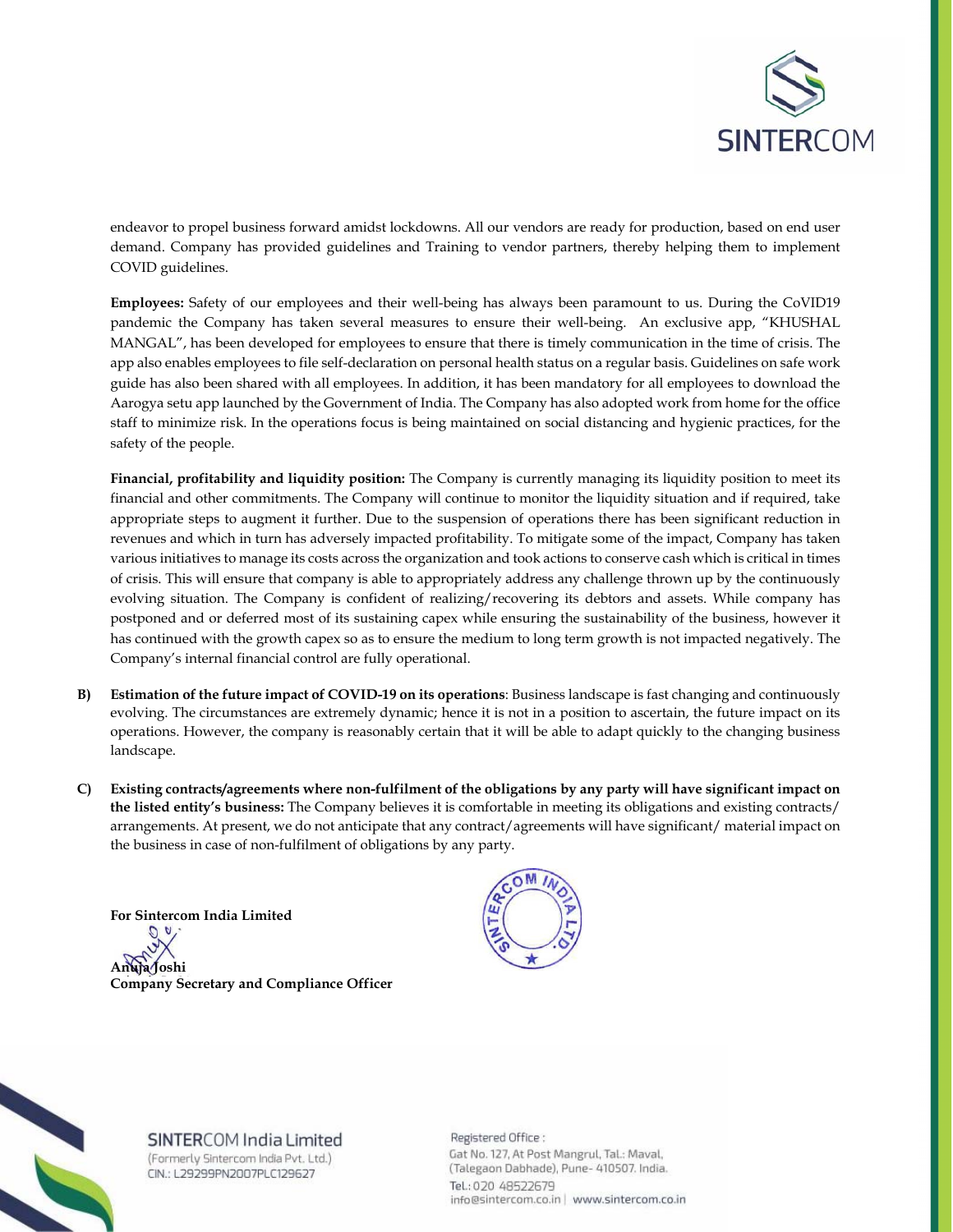endeavor to propel business forward amidst lockdowns. All our vendors are ready for production, based on end user demand. Company has provided guidelines and Training to vendor partners, thereby helping them to implement COVID guidelines.

**Employees:** Safety of our employees and their well-being has always been paramount to us. During the CoVID19 pandemic the Company has taken several measures to ensure their well-being. An exclusive app, "KHUSHAL MANGAL", has been developed for employees to ensure that there is timely communication in the time of crisis. The app also enables employees to file self-declaration on personal health status on a regular basis. Guidelines on safe work guide has also been shared with all employees. In addition, it has been mandatory for all employees to download the Aarogya setu app launched by the Government of India. The Company has also adopted work from home for the office staff to minimize risk. In the operations focus is being maintained on social distancing and hygienic practices, for the safety of the people.

**Financial, profitability and liquidity position:** The Company is currently managing its liquidity position to meet its financial and other commitments. The Company will continue to monitor the liquidity situation and if required, take appropriate steps to augment it further. Due to the suspension of operations there has been significant reduction in revenues and which in turn has adversely impacted profitability. To mitigate some of the impact, Company has taken various initiatives to manage its costs across the organization and took actions to conserve cash which is critical in times of crisis. This will ensure that company is able to appropriately address any challenge thrown up by the continuously evolving situation. The Company is confident of realizing/recovering its debtors and assets. While company has postponed and or deferred most of its sustaining capex while ensuring the sustainability of the business, however it has continued with the growth capex so as to ensure the medium to long term growth is not impacted negatively. The Company's internal financial control are fully operational.

**B) Estimation of the future impact of COVID-19 on its operations**: Business landscape is fast changing and continuously evolving. The circumstances are extremely dynamic; hence it is not in a position to ascertain, the future impact on its operations. However, the company is reasonably certain that it will be able to adapt quickly to the changing business landscape.

**C) Existing contracts/agreements where non-fulfilment of the obligations by any party will have significant impact on the listed entity's business:** The Company believes it is comfortable in meeting its obligations and existing contracts/ arrangements. At present, we do not anticipate that any contract/agreements will have significant/ material impact on the business in case of non-fulfilment of obligations by any party.

**For Sintercom India Limited**

**Anuja Joshi**
**Company Secretary and Compliance Officer**

SINTERCOM India Limited
(Formerly Sintercom India Pvt. Ltd.)
CIN.: L29299PN2007PLC129627

Registered Office :
Gat No. 127, At Post Mangrul, Tal.: Maval, (Talegaon Dabhade), Pune- 410507. India.
Tel.: 020 48522679
info@sintercom.co.in | www.sintercom.co.in